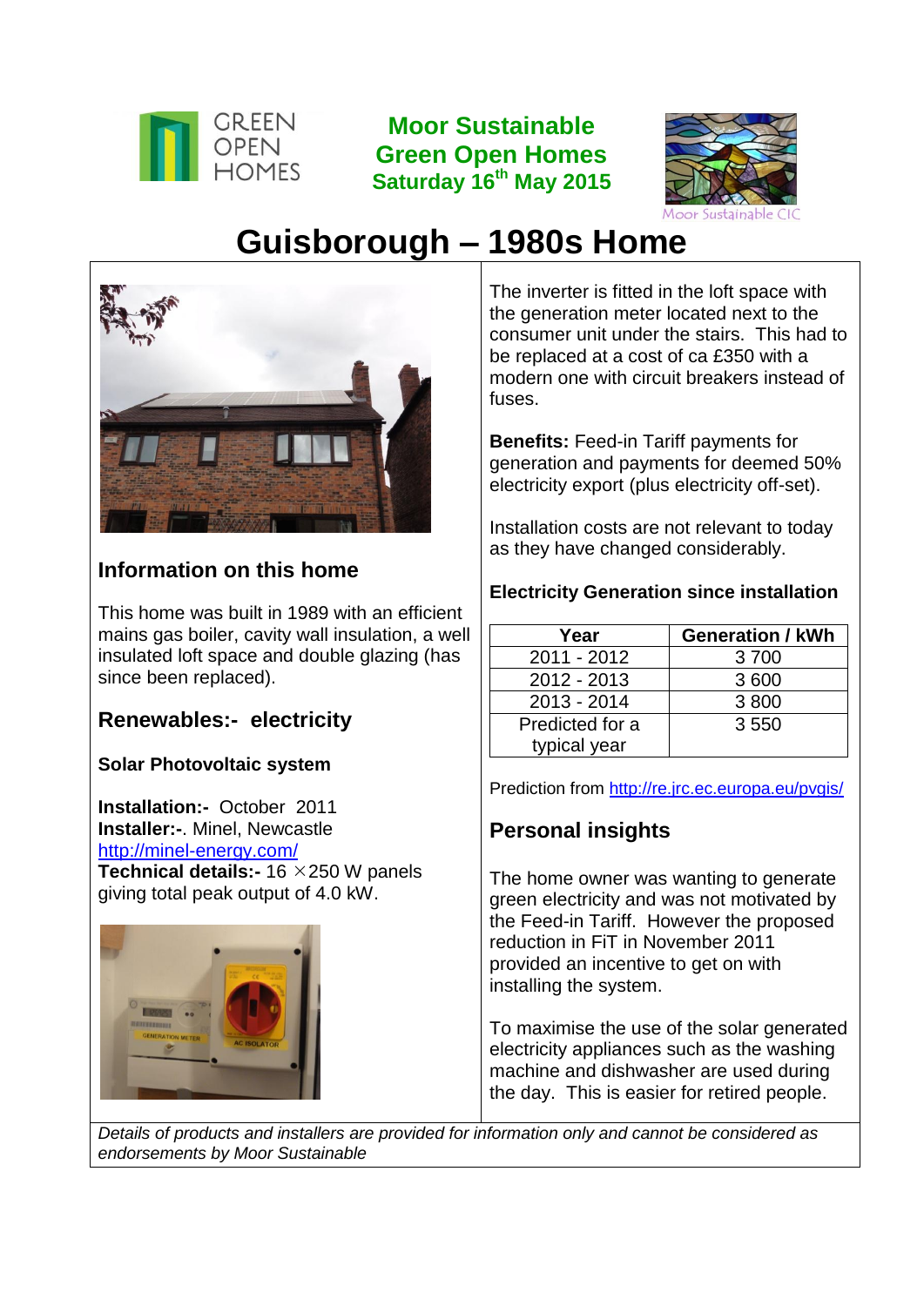GREEN OPEN HOMES

**Moor Sustainable Green Open Homes Saturday 16th May 2015**

Moor Sustainable CIC

# Guisborough – 1980s Home

## Information on this home

This home was built in 1989 with an efficient mains gas boiler, cavity wall insulation, a well insulated loft space and double glazing (has since been replaced).

## Renewables:- electricity

### Solar Photovoltaic system

**Installation:-** October 2011
**Installer:-**. Minel, Newcastle
http://minel-energy.com/
**Technical details:-** 16 × 250 W panels giving total peak output of 4.0 kW.

The inverter is fitted in the loft space with the generation meter located next to the consumer unit under the stairs. This had to be replaced at a cost of ca £350 with a modern one with circuit breakers instead of fuses.

**Benefits:** Feed-in Tariff payments for generation and payments for deemed 50% electricity export (plus electricity off-set).

Installation costs are not relevant to today as they have changed considerably.

**Electricity Generation since installation**

| Year | Generation / kWh |
|---|---|
| 2011 - 2012 | 3 700 |
| 2012 - 2013 | 3 600 |
| 2013 - 2014 | 3 800 |
| Predicted for a typical year | 3 550 |

Prediction from http://re.jrc.ec.europa.eu/pvgis/

## Personal insights

The home owner was wanting to generate green electricity and was not motivated by the Feed-in Tariff. However the proposed reduction in FiT in November 2011 provided an incentive to get on with installing the system.

To maximise the use of the solar generated electricity appliances such as the washing machine and dishwasher are used during the day. This is easier for retired people.

*Details of products and installers are provided for information only and cannot be considered as endorsements by Moor Sustainable*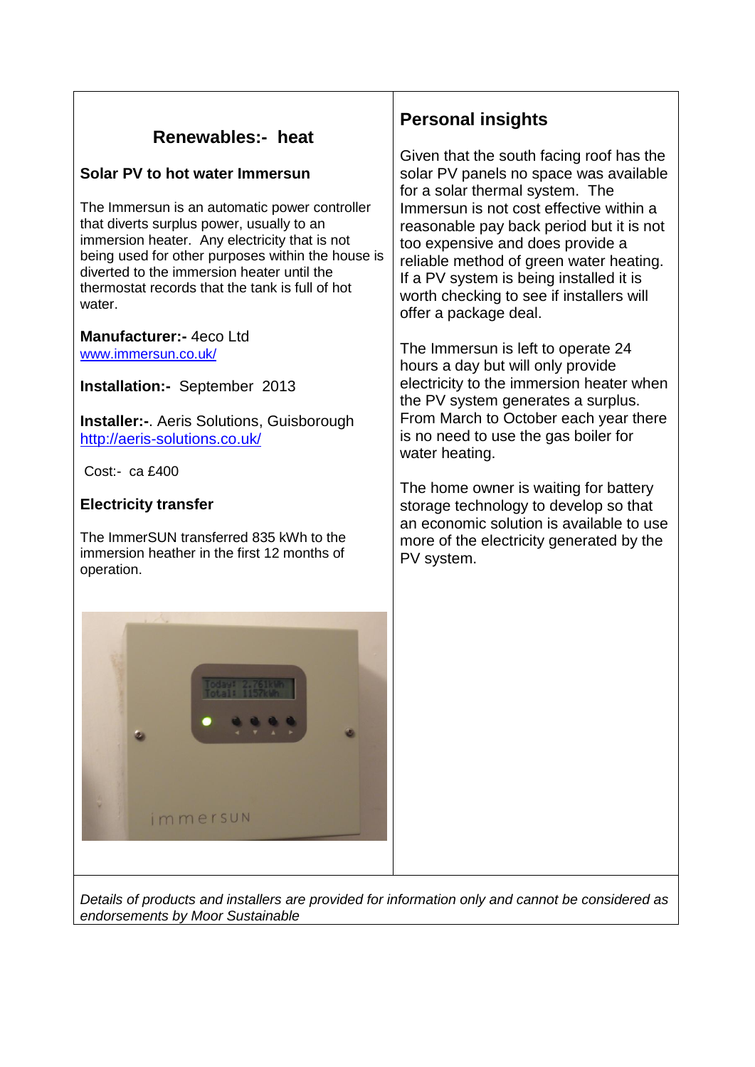## Renewables:- heat

**Solar PV to hot water Immersun**

The Immersun is an automatic power controller that diverts surplus power, usually to an immersion heater. Any electricity that is not being used for other purposes within the house is diverted to the immersion heater until the thermostat records that the tank is full of hot water.

**Manufacturer:-** 4eco Ltd
www.immersun.co.uk/

**Installation:-** September 2013

**Installer:-**. Aeris Solutions, Guisborough
http://aeris-solutions.co.uk/

Cost:- ca £400

**Electricity transfer**

The ImmerSUN transferred 835 kWh to the immersion heather in the first 12 months of operation.

## Personal insights

Given that the south facing roof has the solar PV panels no space was available for a solar thermal system. The Immersun is not cost effective within a reasonable pay back period but it is not too expensive and does provide a reliable method of green water heating. If a PV system is being installed it is worth checking to see if installers will offer a package deal.

The Immersun is left to operate 24 hours a day but will only provide electricity to the immersion heater when the PV system generates a surplus. From March to October each year there is no need to use the gas boiler for water heating.

The home owner is waiting for battery storage technology to develop so that an economic solution is available to use more of the electricity generated by the PV system.

*Details of products and installers are provided for information only and cannot be considered as endorsements by Moor Sustainable*